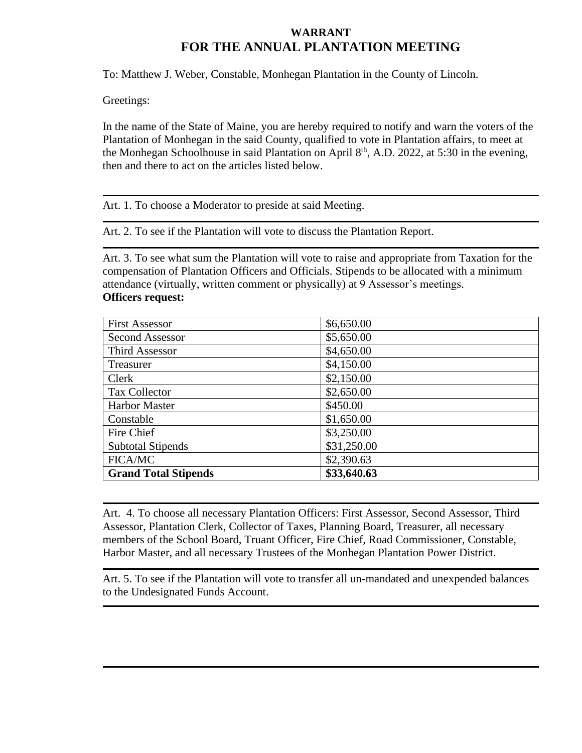# WARRANT
# FOR THE ANNUAL PLANTATION MEETING

To: Matthew J. Weber, Constable, Monhegan Plantation in the County of Lincoln.

Greetings:

In the name of the State of Maine, you are hereby required to notify and warn the voters of the Plantation of Monhegan in the said County, qualified to vote in Plantation affairs, to meet at the Monhegan Schoolhouse in said Plantation on April 8th, A.D. 2022, at 5:30 in the evening, then and there to act on the articles listed below.

---

Art. 1. To choose a Moderator to preside at said Meeting.

---

Art. 2. To see if the Plantation will vote to discuss the Plantation Report.

---

Art. 3. To see what sum the Plantation will vote to raise and appropriate from Taxation for the compensation of Plantation Officers and Officials. Stipends to be allocated with a minimum attendance (virtually, written comment or physically) at 9 Assessor's meetings.
**Officers request:**

| | |
|---|---|
| First Assessor | $6,650.00 |
| Second Assessor | $5,650.00 |
| Third Assessor | $4,650.00 |
| Treasurer | $4,150.00 |
| Clerk | $2,150.00 |
| Tax Collector | $2,650.00 |
| Harbor Master | $450.00 |
| Constable | $1,650.00 |
| Fire Chief | $3,250.00 |
| Subtotal Stipends | $31,250.00 |
| FICA/MC | $2,390.63 |
| **Grand Total Stipends** | **$33,640.63** |

---

Art. 4. To choose all necessary Plantation Officers: First Assessor, Second Assessor, Third Assessor, Plantation Clerk, Collector of Taxes, Planning Board, Treasurer, all necessary members of the School Board, Truant Officer, Fire Chief, Road Commissioner, Constable, Harbor Master, and all necessary Trustees of the Monhegan Plantation Power District.

---

Art. 5. To see if the Plantation will vote to transfer all un-mandated and unexpended balances to the Undesignated Funds Account.

---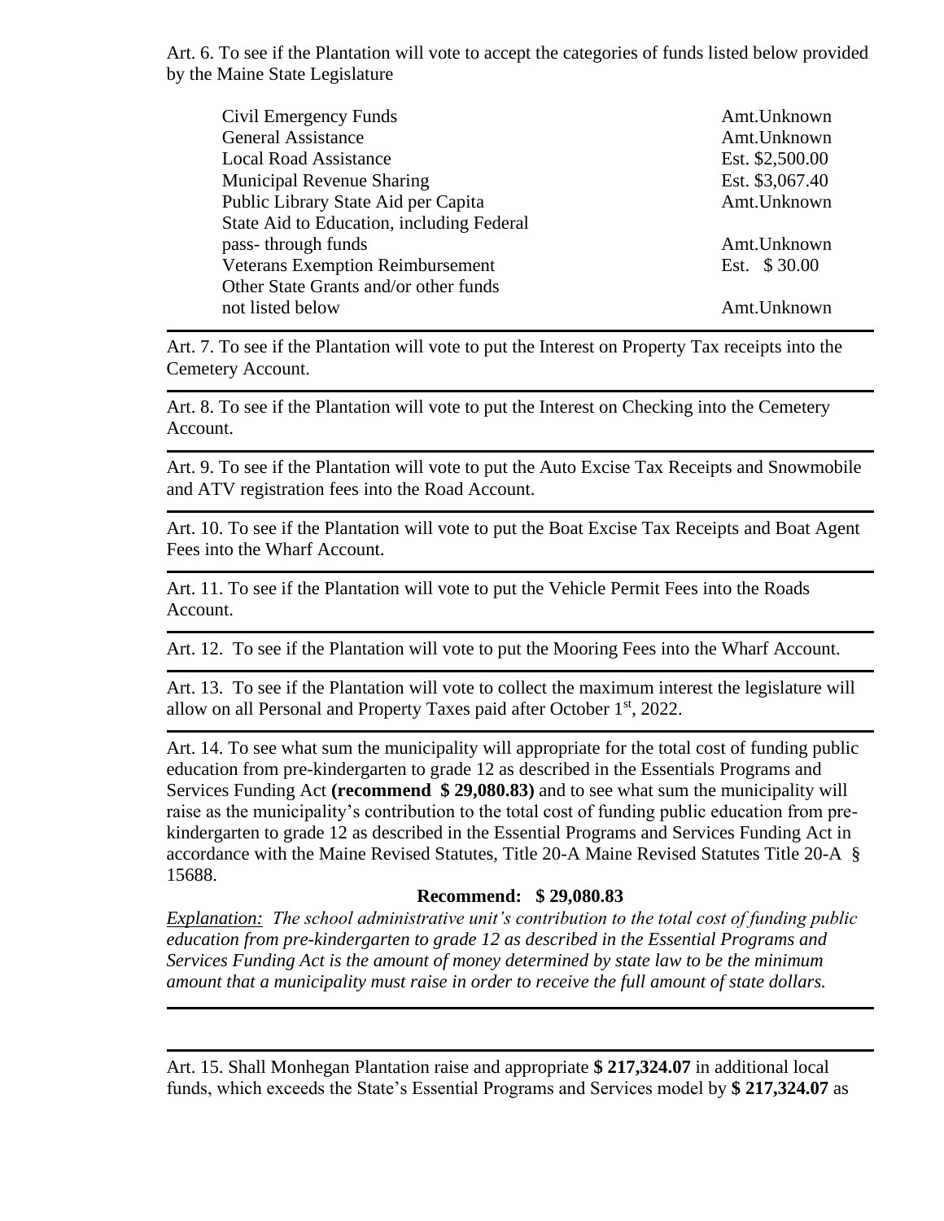Art. 6. To see if the Plantation will vote to accept the categories of funds listed below provided by the Maine State Legislature

| | |
|---|---|
| Civil Emergency Funds | Amt.Unknown |
| General Assistance | Amt.Unknown |
| Local Road Assistance | Est. $2,500.00 |
| Municipal Revenue Sharing | Est. $3,067.40 |
| Public Library State Aid per Capita | Amt.Unknown |
| State Aid to Education, including Federal pass- through funds | Amt.Unknown |
| Veterans Exemption Reimbursement | Est. $ 30.00 |
| Other State Grants and/or other funds not listed below | Amt.Unknown |

---

Art. 7. To see if the Plantation will vote to put the Interest on Property Tax receipts into the Cemetery Account.

---

Art. 8. To see if the Plantation will vote to put the Interest on Checking into the Cemetery Account.

---

Art. 9. To see if the Plantation will vote to put the Auto Excise Tax Receipts and Snowmobile and ATV registration fees into the Road Account.

---

Art. 10. To see if the Plantation will vote to put the Boat Excise Tax Receipts and Boat Agent Fees into the Wharf Account.

---

Art. 11. To see if the Plantation will vote to put the Vehicle Permit Fees into the Roads Account.

---

Art. 12. To see if the Plantation will vote to put the Mooring Fees into the Wharf Account.

---

Art. 13. To see if the Plantation will vote to collect the maximum interest the legislature will allow on all Personal and Property Taxes paid after October 1st, 2022.

---

Art. 14. To see what sum the municipality will appropriate for the total cost of funding public education from pre-kindergarten to grade 12 as described in the Essentials Programs and Services Funding Act **(recommend $ 29,080.83)** and to see what sum the municipality will raise as the municipality's contribution to the total cost of funding public education from pre-kindergarten to grade 12 as described in the Essential Programs and Services Funding Act in accordance with the Maine Revised Statutes, Title 20-A Maine Revised Statutes Title 20-A § 15688.

**Recommend: $ 29,080.83**

*Explanation: The school administrative unit's contribution to the total cost of funding public education from pre-kindergarten to grade 12 as described in the Essential Programs and Services Funding Act is the amount of money determined by state law to be the minimum amount that a municipality must raise in order to receive the full amount of state dollars.*

---

Art. 15. Shall Monhegan Plantation raise and appropriate **$ 217,324.07** in additional local funds, which exceeds the State's Essential Programs and Services model by **$ 217,324.07** as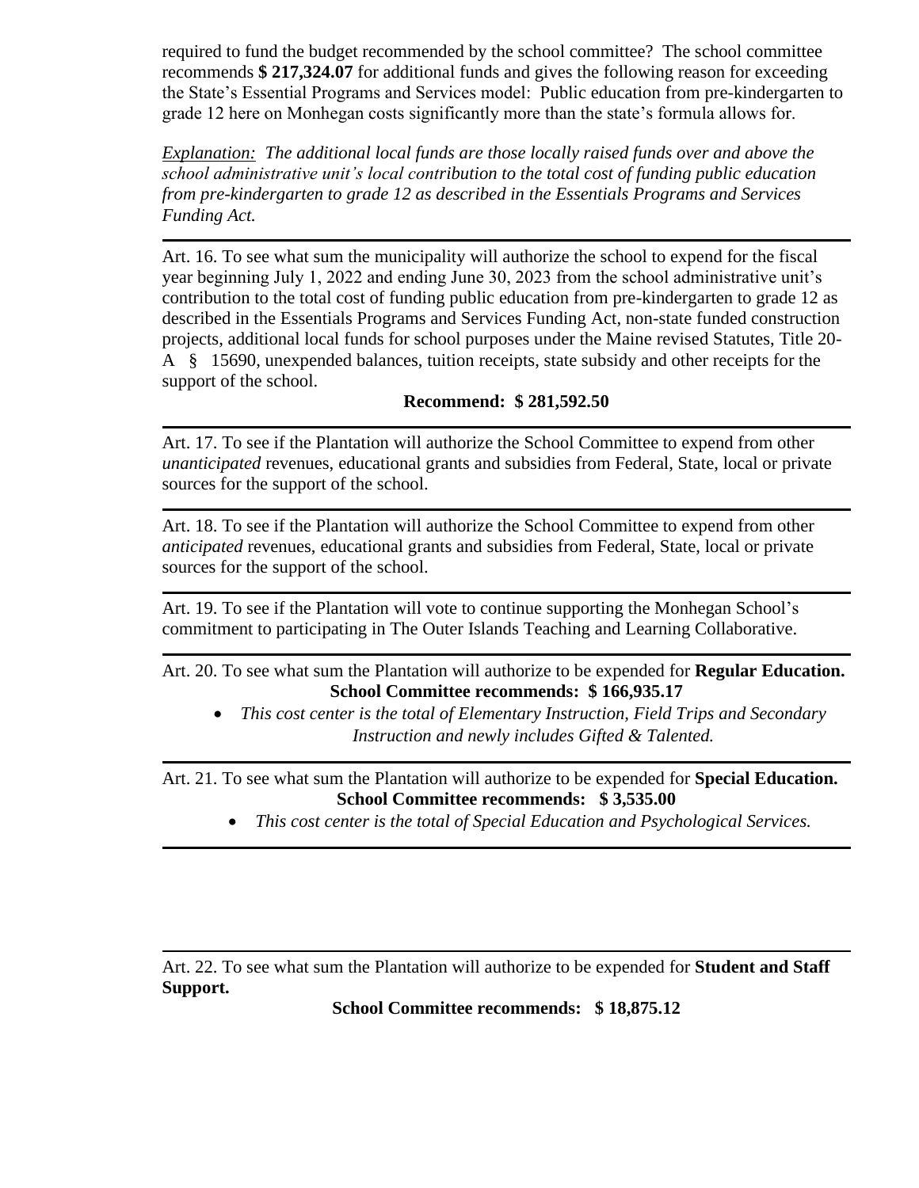required to fund the budget recommended by the school committee? The school committee recommends **$ 217,324.07** for additional funds and gives the following reason for exceeding the State's Essential Programs and Services model: Public education from pre-kindergarten to grade 12 here on Monhegan costs significantly more than the state's formula allows for.

*<u>Explanation:</u> The additional local funds are those locally raised funds over and above the school administrative unit's local contribution to the total cost of funding public education from pre-kindergarten to grade 12 as described in the Essentials Programs and Services Funding Act.*

---

Art. 16. To see what sum the municipality will authorize the school to expend for the fiscal year beginning July 1, 2022 and ending June 30, 2023 from the school administrative unit's contribution to the total cost of funding public education from pre-kindergarten to grade 12 as described in the Essentials Programs and Services Funding Act, non-state funded construction projects, additional local funds for school purposes under the Maine revised Statutes, Title 20-A § 15690, unexpended balances, tuition receipts, state subsidy and other receipts for the support of the school.

**Recommend: $ 281,592.50**

---

Art. 17. To see if the Plantation will authorize the School Committee to expend from other *unanticipated* revenues, educational grants and subsidies from Federal, State, local or private sources for the support of the school.

---

Art. 18. To see if the Plantation will authorize the School Committee to expend from other *anticipated* revenues, educational grants and subsidies from Federal, State, local or private sources for the support of the school.

---

Art. 19. To see if the Plantation will vote to continue supporting the Monhegan School's commitment to participating in The Outer Islands Teaching and Learning Collaborative.

---

Art. 20. To see what sum the Plantation will authorize to be expended for **Regular Education.**

**School Committee recommends: $ 166,935.17**

- *This cost center is the total of Elementary Instruction, Field Trips and Secondary Instruction and newly includes Gifted & Talented.*

---

Art. 21. To see what sum the Plantation will authorize to be expended for **Special Education.**

**School Committee recommends: $ 3,535.00**

- *This cost center is the total of Special Education and Psychological Services.*

---

Art. 22. To see what sum the Plantation will authorize to be expended for **Student and Staff Support.**

**School Committee recommends: $ 18,875.12**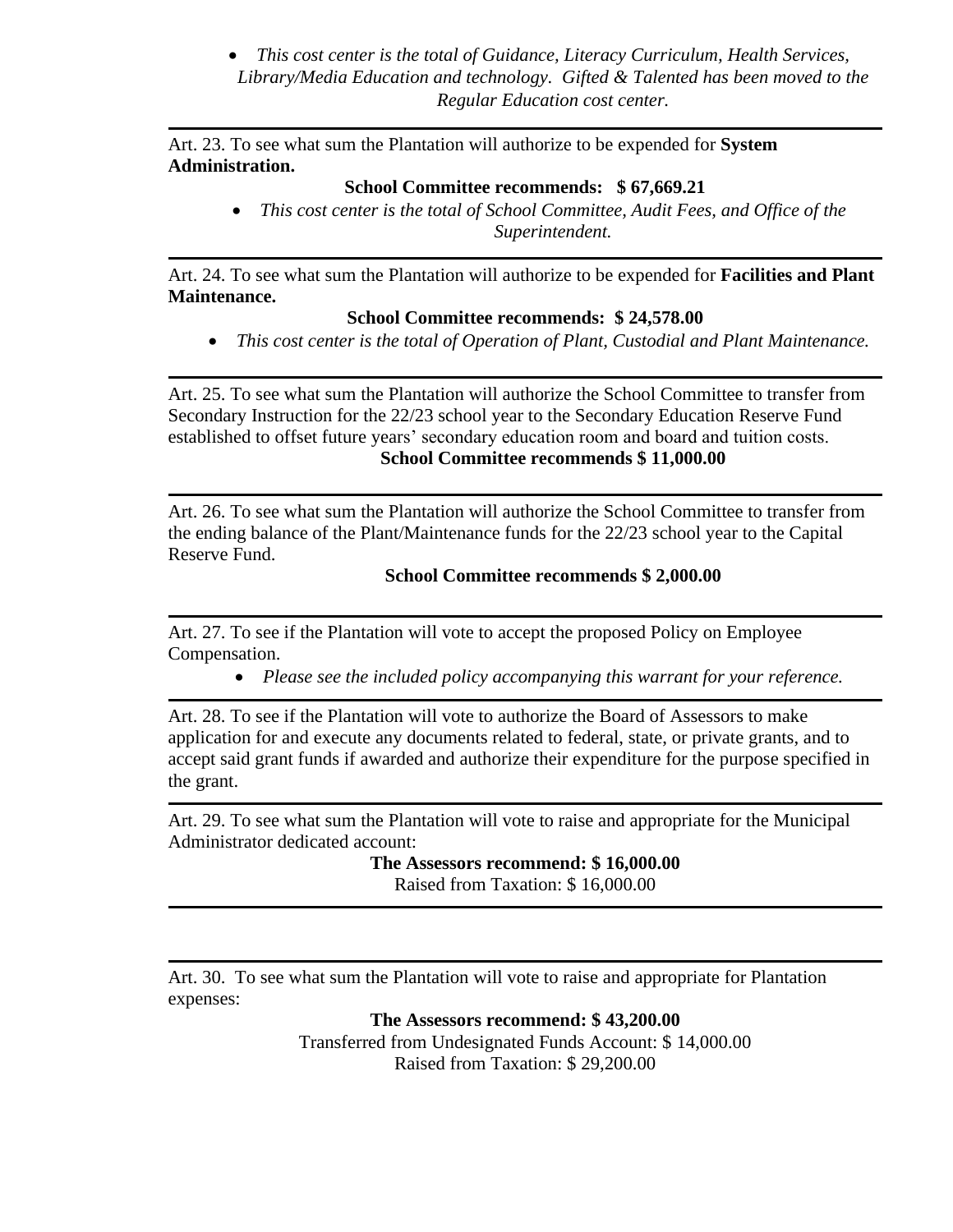- *This cost center is the total of Guidance, Literacy Curriculum, Health Services, Library/Media Education and technology. Gifted & Talented has been moved to the Regular Education cost center.*

---

Art. 23. To see what sum the Plantation will authorize to be expended for **System Administration.**

**School Committee recommends: $ 67,669.21**

- *This cost center is the total of School Committee, Audit Fees, and Office of the Superintendent.*

---

Art. 24. To see what sum the Plantation will authorize to be expended for **Facilities and Plant Maintenance.**

**School Committee recommends: $ 24,578.00**

- *This cost center is the total of Operation of Plant, Custodial and Plant Maintenance.*

---

Art. 25. To see what sum the Plantation will authorize the School Committee to transfer from Secondary Instruction for the 22/23 school year to the Secondary Education Reserve Fund established to offset future years' secondary education room and board and tuition costs.

**School Committee recommends $ 11,000.00**

---

Art. 26. To see what sum the Plantation will authorize the School Committee to transfer from the ending balance of the Plant/Maintenance funds for the 22/23 school year to the Capital Reserve Fund.

**School Committee recommends $ 2,000.00**

---

Art. 27. To see if the Plantation will vote to accept the proposed Policy on Employee Compensation.

- *Please see the included policy accompanying this warrant for your reference.*

---

Art. 28. To see if the Plantation will vote to authorize the Board of Assessors to make application for and execute any documents related to federal, state, or private grants, and to accept said grant funds if awarded and authorize their expenditure for the purpose specified in the grant.

---

Art. 29. To see what sum the Plantation will vote to raise and appropriate for the Municipal Administrator dedicated account:

**The Assessors recommend: $ 16,000.00**

Raised from Taxation: $ 16,000.00

---

Art. 30. To see what sum the Plantation will vote to raise and appropriate for Plantation expenses:

**The Assessors recommend: $ 43,200.00**

Transferred from Undesignated Funds Account: $ 14,000.00

Raised from Taxation: $ 29,200.00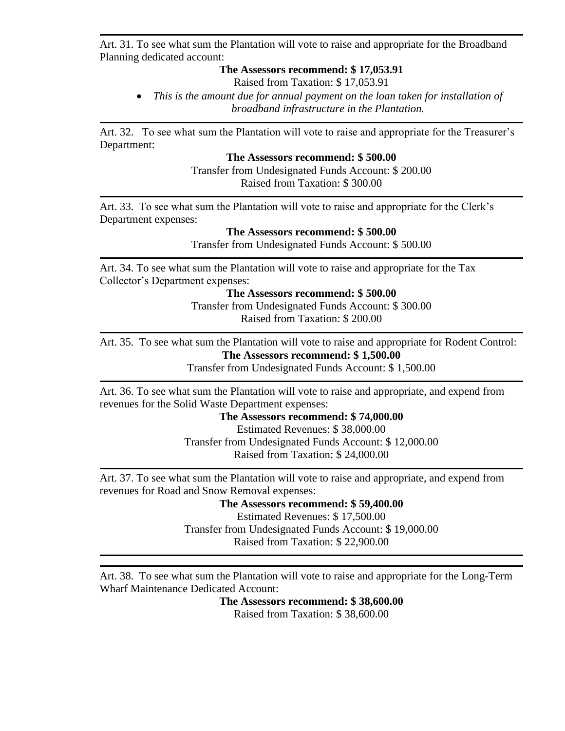---

Art. 31. To see what sum the Plantation will vote to raise and appropriate for the Broadband Planning dedicated account:

**The Assessors recommend: $ 17,053.91**

Raised from Taxation: $ 17,053.91

- *This is the amount due for annual payment on the loan taken for installation of broadband infrastructure in the Plantation.*

---

Art. 32. To see what sum the Plantation will vote to raise and appropriate for the Treasurer's Department:

**The Assessors recommend: $ 500.00**

Transfer from Undesignated Funds Account: $ 200.00

Raised from Taxation: $ 300.00

---

Art. 33. To see what sum the Plantation will vote to raise and appropriate for the Clerk's Department expenses:

**The Assessors recommend: $ 500.00**

Transfer from Undesignated Funds Account: $ 500.00

---

Art. 34. To see what sum the Plantation will vote to raise and appropriate for the Tax Collector's Department expenses:

**The Assessors recommend: $ 500.00**

Transfer from Undesignated Funds Account: $ 300.00

Raised from Taxation: $ 200.00

---

Art. 35. To see what sum the Plantation will vote to raise and appropriate for Rodent Control:

**The Assessors recommend: $ 1,500.00**

Transfer from Undesignated Funds Account: $ 1,500.00

---

Art. 36. To see what sum the Plantation will vote to raise and appropriate, and expend from revenues for the Solid Waste Department expenses:

**The Assessors recommend: $ 74,000.00**

Estimated Revenues: $ 38,000.00

Transfer from Undesignated Funds Account: $ 12,000.00

Raised from Taxation: $ 24,000.00

---

Art. 37. To see what sum the Plantation will vote to raise and appropriate, and expend from revenues for Road and Snow Removal expenses:

**The Assessors recommend: $ 59,400.00**

Estimated Revenues: $ 17,500.00

Transfer from Undesignated Funds Account: $ 19,000.00

Raised from Taxation: $ 22,900.00

---

Art. 38. To see what sum the Plantation will vote to raise and appropriate for the Long-Term Wharf Maintenance Dedicated Account:

**The Assessors recommend: $ 38,600.00**

Raised from Taxation: $ 38,600.00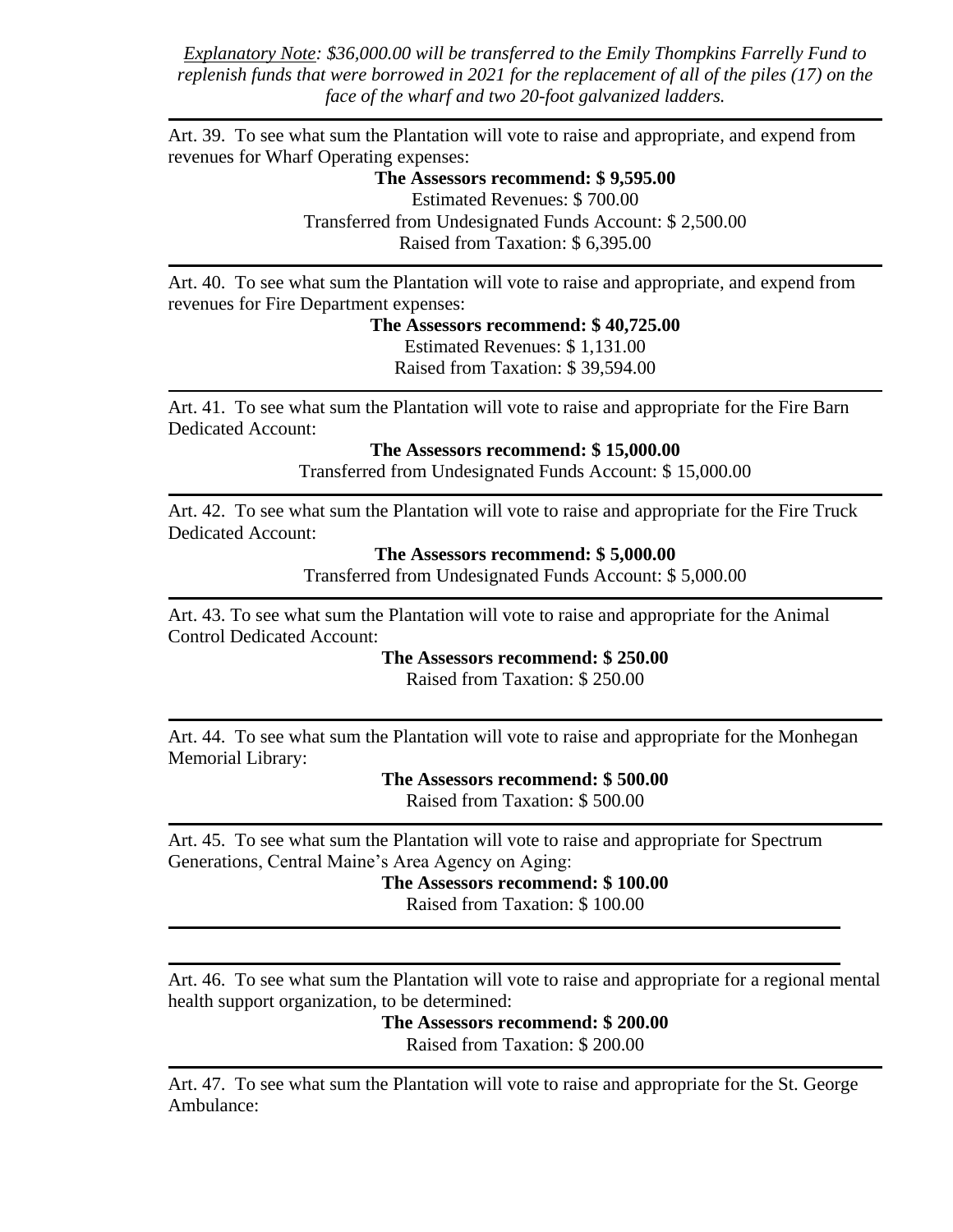*<u>Explanatory Note</u>: $36,000.00 will be transferred to the Emily Thompkins Farrelly Fund to replenish funds that were borrowed in 2021 for the replacement of all of the piles (17) on the face of the wharf and two 20-foot galvanized ladders.*

---

Art. 39. To see what sum the Plantation will vote to raise and appropriate, and expend from revenues for Wharf Operating expenses:

**The Assessors recommend: $ 9,595.00**

Estimated Revenues: $ 700.00

Transferred from Undesignated Funds Account: $ 2,500.00

Raised from Taxation: $ 6,395.00

---

Art. 40. To see what sum the Plantation will vote to raise and appropriate, and expend from revenues for Fire Department expenses:

**The Assessors recommend: $ 40,725.00**

Estimated Revenues: $ 1,131.00

Raised from Taxation: $ 39,594.00

---

Art. 41. To see what sum the Plantation will vote to raise and appropriate for the Fire Barn Dedicated Account:

**The Assessors recommend: $ 15,000.00**

Transferred from Undesignated Funds Account: $ 15,000.00

---

Art. 42. To see what sum the Plantation will vote to raise and appropriate for the Fire Truck Dedicated Account:

**The Assessors recommend: $ 5,000.00**

Transferred from Undesignated Funds Account: $ 5,000.00

---

Art. 43. To see what sum the Plantation will vote to raise and appropriate for the Animal Control Dedicated Account:

**The Assessors recommend: $ 250.00**

Raised from Taxation: $ 250.00

---

Art. 44. To see what sum the Plantation will vote to raise and appropriate for the Monhegan Memorial Library:

**The Assessors recommend: $ 500.00**

Raised from Taxation: $ 500.00

---

Art. 45. To see what sum the Plantation will vote to raise and appropriate for Spectrum Generations, Central Maine's Area Agency on Aging:

**The Assessors recommend: $ 100.00**

Raised from Taxation: $ 100.00

---

Art. 46. To see what sum the Plantation will vote to raise and appropriate for a regional mental health support organization, to be determined:

**The Assessors recommend: $ 200.00**

Raised from Taxation: $ 200.00

---

Art. 47. To see what sum the Plantation will vote to raise and appropriate for the St. George Ambulance: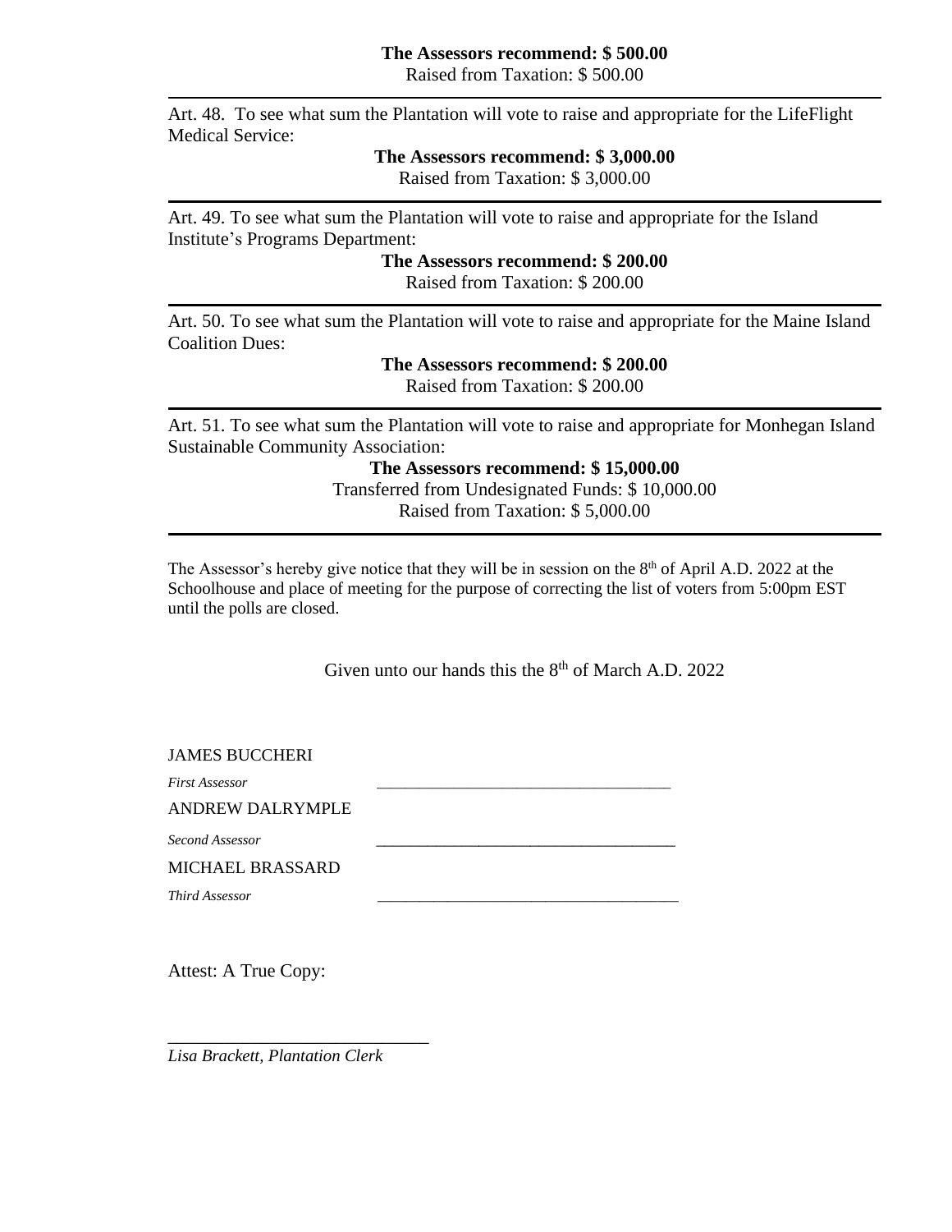**The Assessors recommend: $ 500.00**
Raised from Taxation: $ 500.00

---

Art. 48. To see what sum the Plantation will vote to raise and appropriate for the LifeFlight Medical Service:

**The Assessors recommend: $ 3,000.00**
Raised from Taxation: $ 3,000.00

---

Art. 49. To see what sum the Plantation will vote to raise and appropriate for the Island Institute's Programs Department:

**The Assessors recommend: $ 200.00**
Raised from Taxation: $ 200.00

---

Art. 50. To see what sum the Plantation will vote to raise and appropriate for the Maine Island Coalition Dues:

**The Assessors recommend: $ 200.00**
Raised from Taxation: $ 200.00

---

Art. 51. To see what sum the Plantation will vote to raise and appropriate for Monhegan Island Sustainable Community Association:

**The Assessors recommend: $ 15,000.00**
Transferred from Undesignated Funds: $ 10,000.00
Raised from Taxation: $ 5,000.00

---

The Assessor's hereby give notice that they will be in session on the 8th of April A.D. 2022 at the Schoolhouse and place of meeting for the purpose of correcting the list of voters from 5:00pm EST until the polls are closed.

Given unto our hands this the 8th of March A.D. 2022

JAMES BUCCHERI
*First Assessor* ____________________________________

ANDREW DALRYMPLE
*Second Assessor* ____________________________________

MICHAEL BRASSARD
*Third Assessor* ____________________________________

Attest: A True Copy:

_____________________________
*Lisa Brackett, Plantation Clerk*